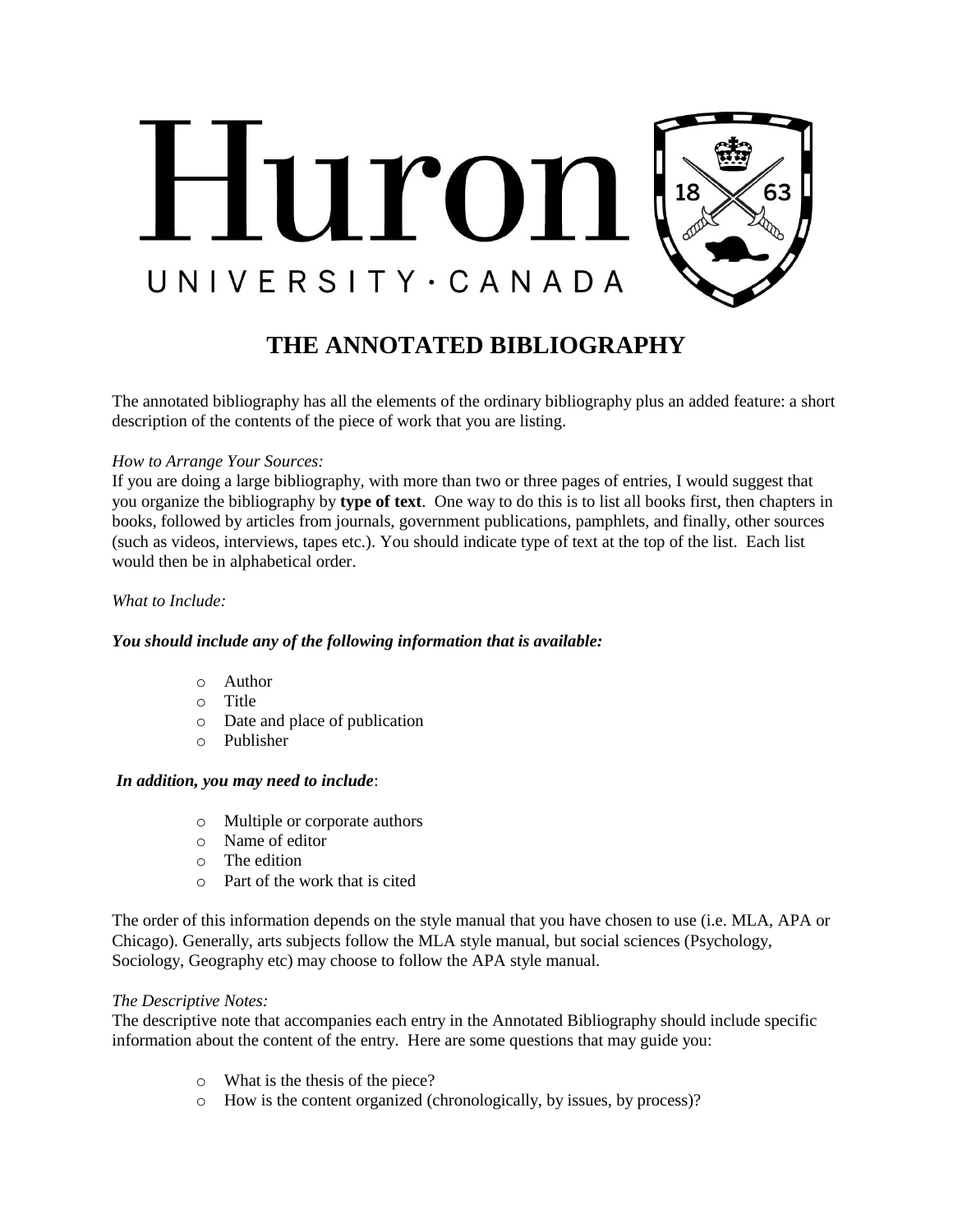Huron

UNIVERSITY · CANADA

# THE ANNOTATED BIBLIOGRAPHY

The annotated bibliography has all the elements of the ordinary bibliography plus an added feature: a short description of the contents of the piece of work that you are listing.

*How to Arrange Your Sources:*
If you are doing a large bibliography, with more than two or three pages of entries, I would suggest that you organize the bibliography by **type of text**. One way to do this is to list all books first, then chapters in books, followed by articles from journals, government publications, pamphlets, and finally, other sources (such as videos, interviews, tapes etc.). You should indicate type of text at the top of the list. Each list would then be in alphabetical order.

*What to Include:*

***You should include any of the following information that is available:***

- Author
- Title
- Date and place of publication
- Publisher

***In addition, you may need to include***:

- Multiple or corporate authors
- Name of editor
- The edition
- Part of the work that is cited

The order of this information depends on the style manual that you have chosen to use (i.e. MLA, APA or Chicago). Generally, arts subjects follow the MLA style manual, but social sciences (Psychology, Sociology, Geography etc) may choose to follow the APA style manual.

*The Descriptive Notes:*
The descriptive note that accompanies each entry in the Annotated Bibliography should include specific information about the content of the entry. Here are some questions that may guide you:

- What is the thesis of the piece?
- How is the content organized (chronologically, by issues, by process)?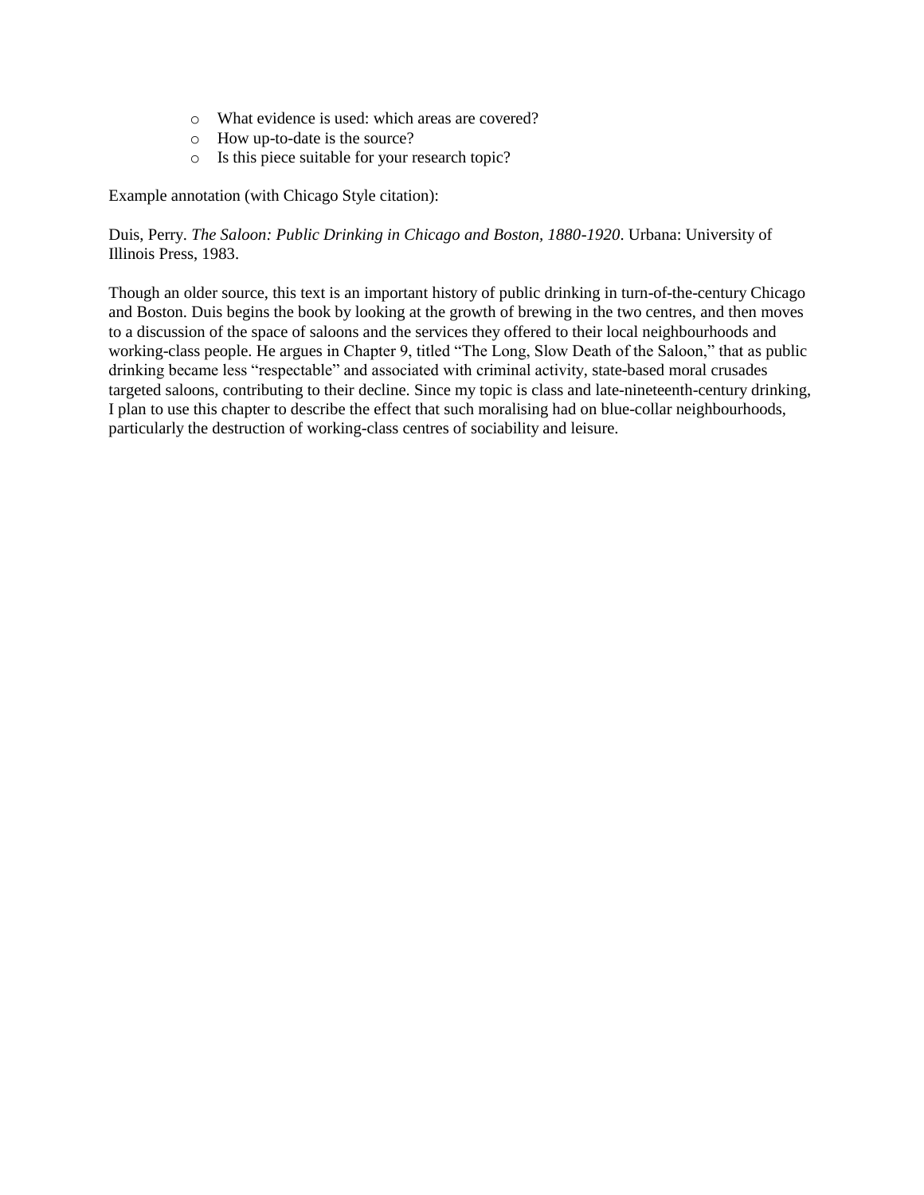- What evidence is used: which areas are covered?
- How up-to-date is the source?
- Is this piece suitable for your research topic?

Example annotation (with Chicago Style citation):

Duis, Perry. *The Saloon: Public Drinking in Chicago and Boston, 1880-1920*. Urbana: University of Illinois Press, 1983.

Though an older source, this text is an important history of public drinking in turn-of-the-century Chicago and Boston. Duis begins the book by looking at the growth of brewing in the two centres, and then moves to a discussion of the space of saloons and the services they offered to their local neighbourhoods and working-class people. He argues in Chapter 9, titled "The Long, Slow Death of the Saloon," that as public drinking became less "respectable" and associated with criminal activity, state-based moral crusades targeted saloons, contributing to their decline. Since my topic is class and late-nineteenth-century drinking, I plan to use this chapter to describe the effect that such moralising had on blue-collar neighbourhoods, particularly the destruction of working-class centres of sociability and leisure.